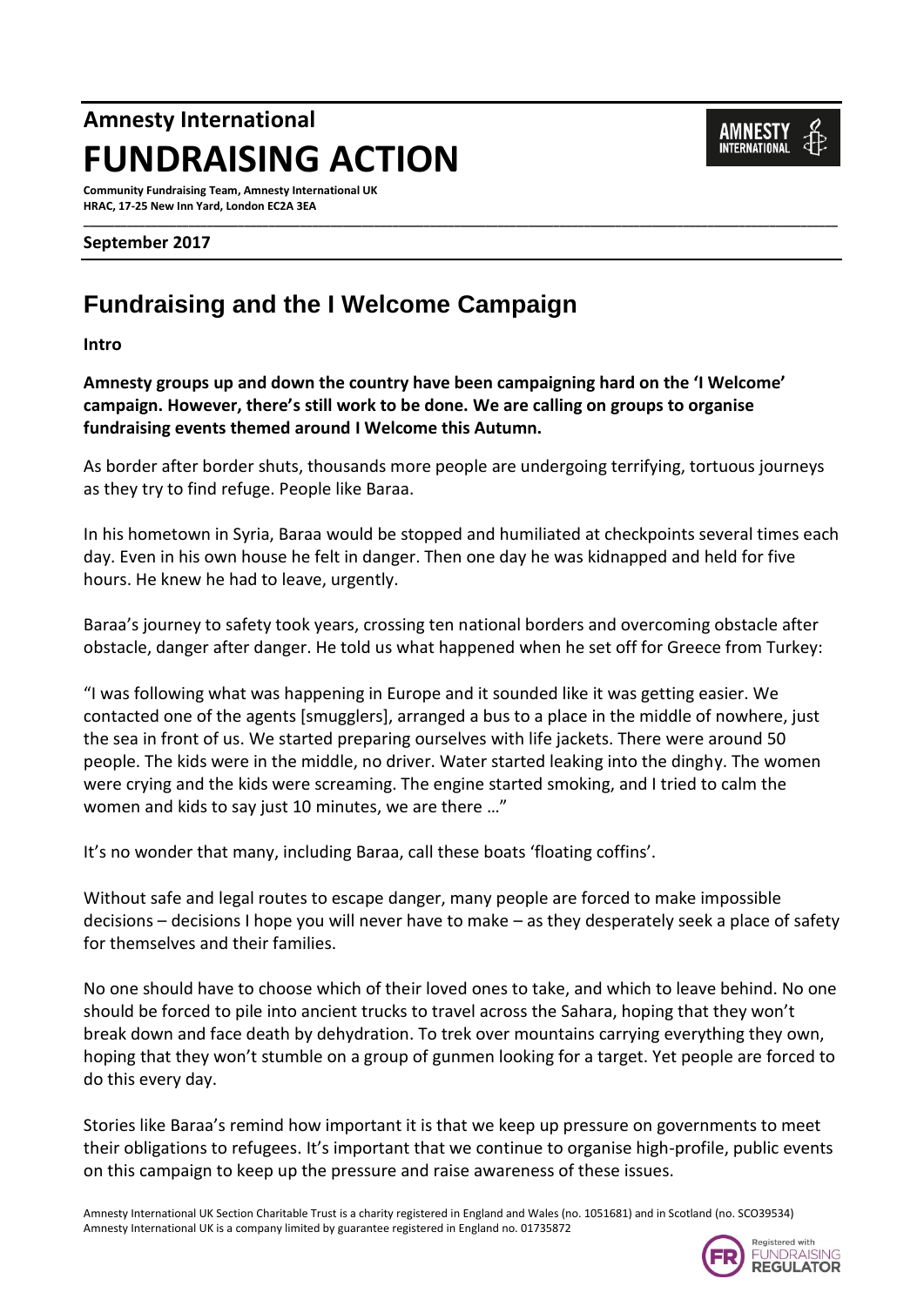# Amnesty International
# FUNDRAISING ACTION

**Community Fundraising Team, Amnesty International UK**
**HRAC, 17-25 New Inn Yard, London EC2A 3EA**

**September 2017**

## Fundraising and the I Welcome Campaign

**Intro**

**Amnesty groups up and down the country have been campaigning hard on the 'I Welcome' campaign. However, there's still work to be done. We are calling on groups to organise fundraising events themed around I Welcome this Autumn.**

As border after border shuts, thousands more people are undergoing terrifying, tortuous journeys as they try to find refuge. People like Baraa.

In his hometown in Syria, Baraa would be stopped and humiliated at checkpoints several times each day. Even in his own house he felt in danger. Then one day he was kidnapped and held for five hours. He knew he had to leave, urgently.

Baraa's journey to safety took years, crossing ten national borders and overcoming obstacle after obstacle, danger after danger. He told us what happened when he set off for Greece from Turkey:

"I was following what was happening in Europe and it sounded like it was getting easier. We contacted one of the agents [smugglers], arranged a bus to a place in the middle of nowhere, just the sea in front of us. We started preparing ourselves with life jackets. There were around 50 people. The kids were in the middle, no driver. Water started leaking into the dinghy. The women were crying and the kids were screaming. The engine started smoking, and I tried to calm the women and kids to say just 10 minutes, we are there …"

It's no wonder that many, including Baraa, call these boats 'floating coffins'.

Without safe and legal routes to escape danger, many people are forced to make impossible decisions – decisions I hope you will never have to make – as they desperately seek a place of safety for themselves and their families.

No one should have to choose which of their loved ones to take, and which to leave behind. No one should be forced to pile into ancient trucks to travel across the Sahara, hoping that they won't break down and face death by dehydration. To trek over mountains carrying everything they own, hoping that they won't stumble on a group of gunmen looking for a target. Yet people are forced to do this every day.

Stories like Baraa's remind how important it is that we keep up pressure on governments to meet their obligations to refugees. It's important that we continue to organise high-profile, public events on this campaign to keep up the pressure and raise awareness of these issues.

Amnesty International UK Section Charitable Trust is a charity registered in England and Wales (no. 1051681) and in Scotland (no. SCO39534)
Amnesty International UK is a company limited by guarantee registered in England no. 01735872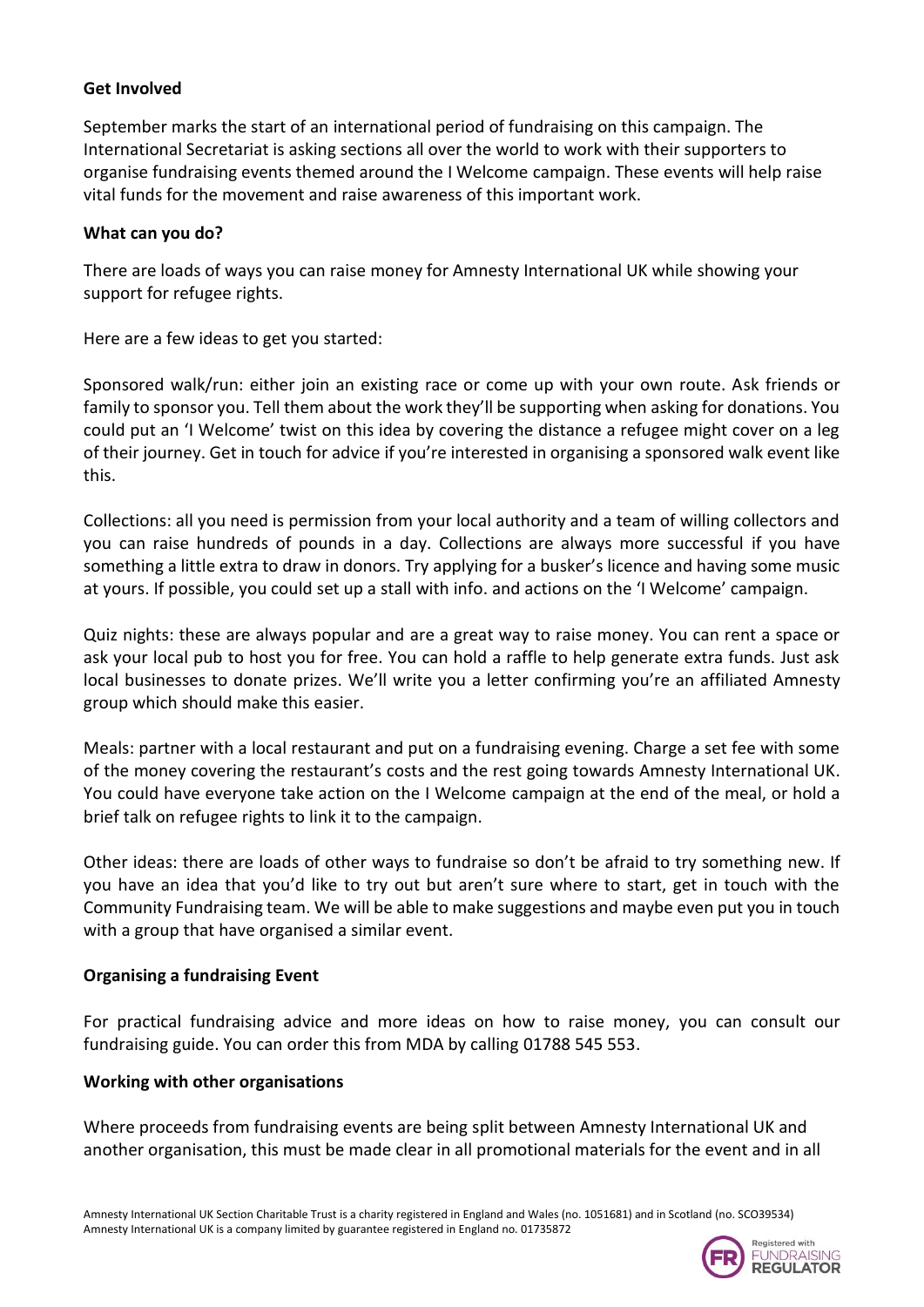**Get Involved**

September marks the start of an international period of fundraising on this campaign. The International Secretariat is asking sections all over the world to work with their supporters to organise fundraising events themed around the I Welcome campaign. These events will help raise vital funds for the movement and raise awareness of this important work.

**What can you do?**

There are loads of ways you can raise money for Amnesty International UK while showing your support for refugee rights.

Here are a few ideas to get you started:

Sponsored walk/run: either join an existing race or come up with your own route. Ask friends or family to sponsor you. Tell them about the work they'll be supporting when asking for donations. You could put an 'I Welcome' twist on this idea by covering the distance a refugee might cover on a leg of their journey. Get in touch for advice if you're interested in organising a sponsored walk event like this.

Collections: all you need is permission from your local authority and a team of willing collectors and you can raise hundreds of pounds in a day. Collections are always more successful if you have something a little extra to draw in donors. Try applying for a busker's licence and having some music at yours. If possible, you could set up a stall with info. and actions on the 'I Welcome' campaign.

Quiz nights: these are always popular and are a great way to raise money. You can rent a space or ask your local pub to host you for free. You can hold a raffle to help generate extra funds. Just ask local businesses to donate prizes. We'll write you a letter confirming you're an affiliated Amnesty group which should make this easier.

Meals: partner with a local restaurant and put on a fundraising evening. Charge a set fee with some of the money covering the restaurant's costs and the rest going towards Amnesty International UK. You could have everyone take action on the I Welcome campaign at the end of the meal, or hold a brief talk on refugee rights to link it to the campaign.

Other ideas: there are loads of other ways to fundraise so don't be afraid to try something new. If you have an idea that you'd like to try out but aren't sure where to start, get in touch with the Community Fundraising team. We will be able to make suggestions and maybe even put you in touch with a group that have organised a similar event.

**Organising a fundraising Event**

For practical fundraising advice and more ideas on how to raise money, you can consult our fundraising guide. You can order this from MDA by calling 01788 545 553.

**Working with other organisations**

Where proceeds from fundraising events are being split between Amnesty International UK and another organisation, this must be made clear in all promotional materials for the event and in all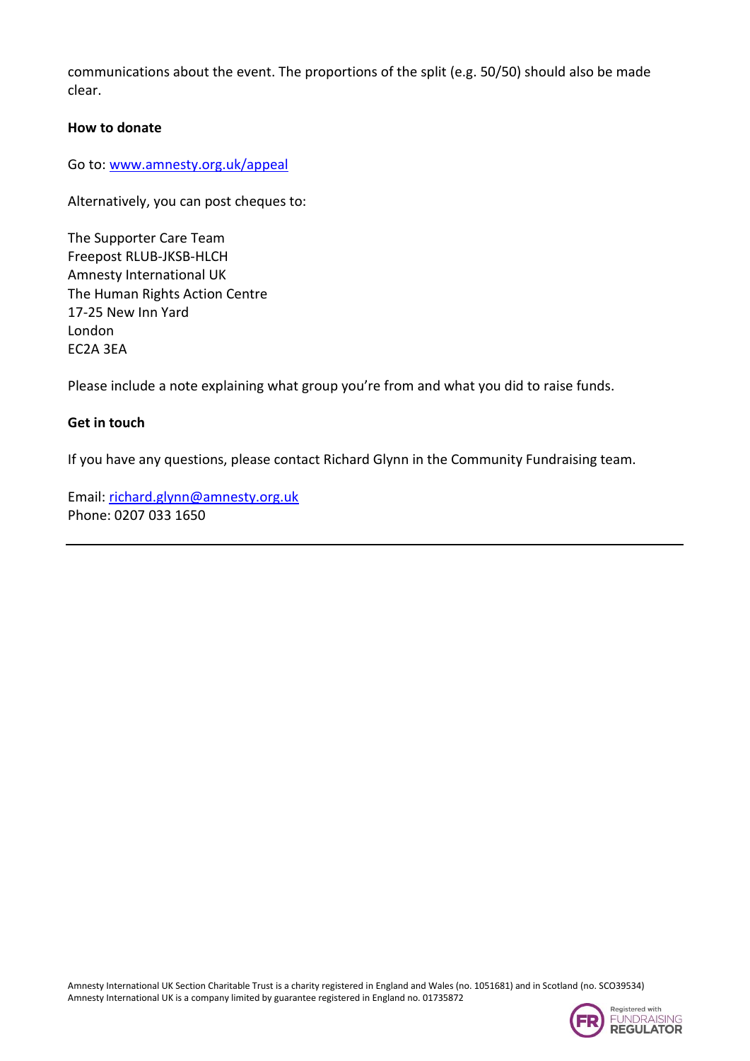communications about the event. The proportions of the split (e.g. 50/50) should also be made clear.

**How to donate**

Go to: [www.amnesty.org.uk/appeal](http://www.amnesty.org.uk/appeal)

Alternatively, you can post cheques to:

The Supporter Care Team
Freepost RLUB-JKSB-HLCH
Amnesty International UK
The Human Rights Action Centre
17-25 New Inn Yard
London
EC2A 3EA

Please include a note explaining what group you're from and what you did to raise funds.

**Get in touch**

If you have any questions, please contact Richard Glynn in the Community Fundraising team.

Email: [richard.glynn@amnesty.org.uk](mailto:richard.glynn@amnesty.org.uk)
Phone: 0207 033 1650

---

Amnesty International UK Section Charitable Trust is a charity registered in England and Wales (no. 1051681) and in Scotland (no. SCO39534)
Amnesty International UK is a company limited by guarantee registered in England no. 01735872

Registered with FUNDRAISING REGULATOR